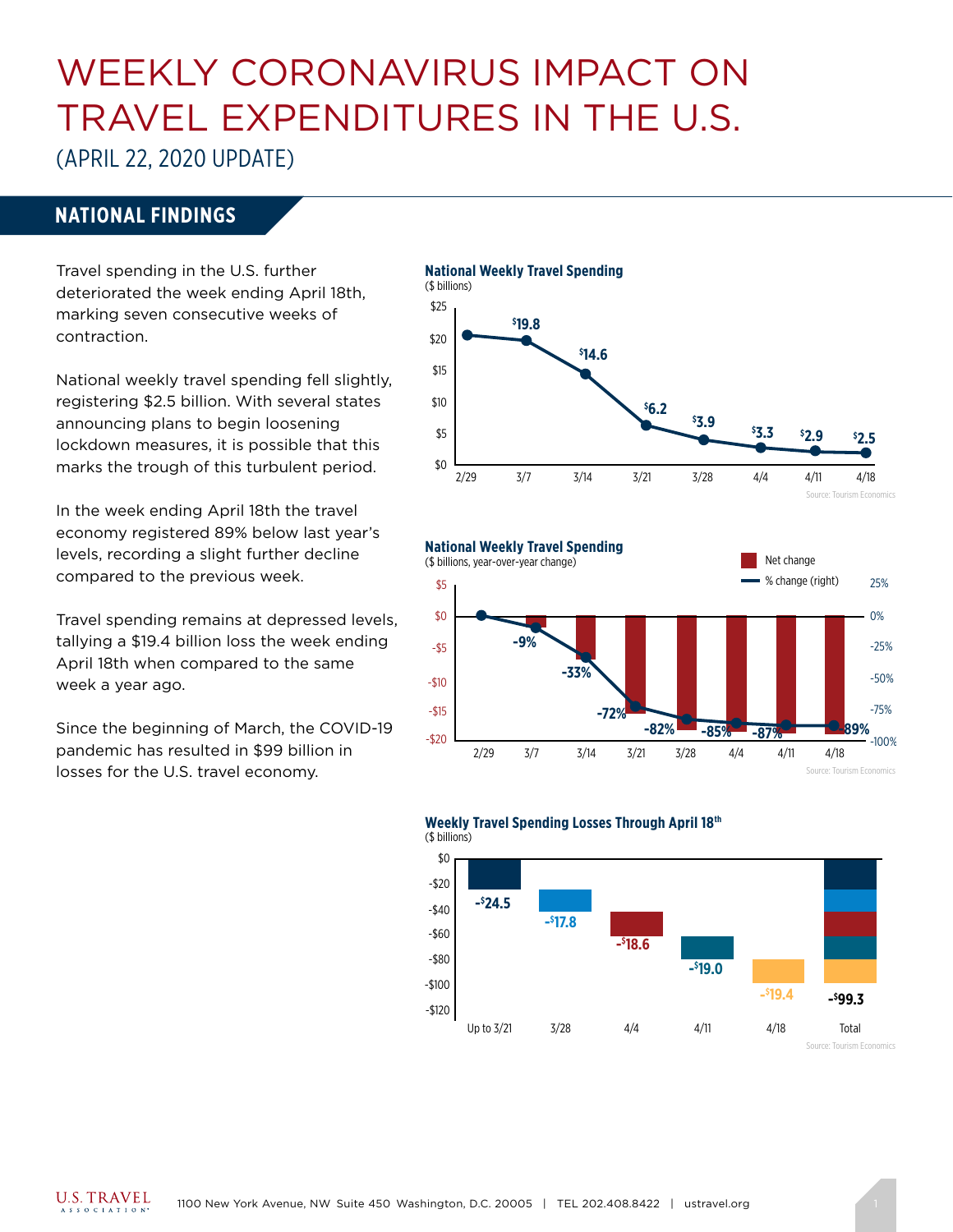# WEEKLY CORONAVIRUS IMPACT ON TRAVEL EXPENDITURES IN THE U.S.

(APRIL 22, 2020 UPDATE)

## NATIONAL FINDINGS

Travel spending in the U.S. further deteriorated the week ending April 18th, marking seven consecutive weeks of contraction.

National weekly travel spending fell slightly, registering $2.5 billion. With several states announcing plans to begin loosening lockdown measures, it is possible that this marks the trough of this turbulent period.

In the week ending April 18th the travel economy registered 89% below last year's levels, recording a slight further decline compared to the previous week.

Travel spending remains at depressed levels, tallying a $19.4 billion loss the week ending April 18th when compared to the same week a year ago.

Since the beginning of March, the COVID-19 pandemic has resulted in $99 billion in losses for the U.S. travel economy.

**National Weekly Travel Spending**
($ billions)

| Week | 2/29 | 3/7 | 3/14 | 3/21 | 3/28 | 4/4 | 4/11 | 4/18 |
|---|---|---|---|---|---|---|---|---|
| Spending | | $19.8 | $14.6 | $6.2 | $3.9 | $3.3 | $2.9 | $2.5 |

Source: Tourism Economics

**National Weekly Travel Spending**
($ billions, year-over-year change)

| Week | 2/29 | 3/7 | 3/14 | 3/21 | 3/28 | 4/4 | 4/11 | 4/18 |
|---|---|---|---|---|---|---|---|---|
| % change (right) | | -9% | -33% | -72% | -82% | -85% | -87% | -89% |

Source: Tourism Economics

**Weekly Travel Spending Losses Through April 18th**
($ billions)

| Up to 3/21 | 3/28 | 4/4 | 4/11 | 4/18 | Total |
|---|---|---|---|---|---|
| -$24.5 | -$17.8 | -$18.6 | -$19.0 | -$19.4 | -$99.3 |

Source: Tourism Economics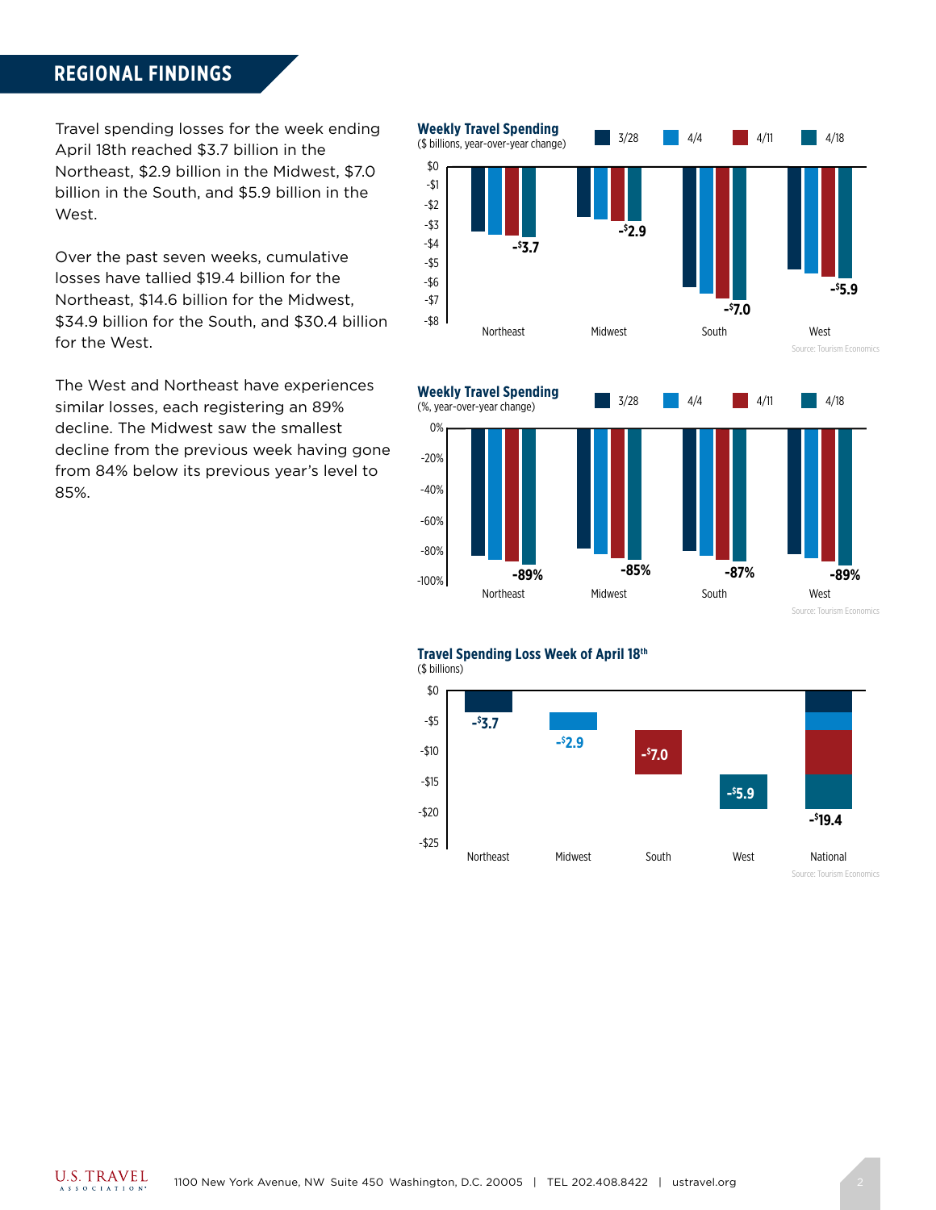## REGIONAL FINDINGS

Travel spending losses for the week ending April 18th reached $3.7 billion in the Northeast, $2.9 billion in the Midwest, $7.0 billion in the South, and $5.9 billion in the West.

Over the past seven weeks, cumulative losses have tallied $19.4 billion for the Northeast, $14.6 billion for the Midwest, $34.9 billion for the South, and $30.4 billion for the West.

The West and Northeast have experiences similar losses, each registering an 89% decline. The Midwest saw the smallest decline from the previous week having gone from 84% below its previous year's level to 85%.

**Weekly Travel Spending**
($ billions, year-over-year change)

| Region | 4/18 |
|---|---|
| Northeast | -$3.7 |
| Midwest | -$2.9 |
| South | -$7.0 |
| West | -$5.9 |

Source: Tourism Economics

**Weekly Travel Spending**
(%, year-over-year change)

| Region | 4/18 |
|---|---|
| Northeast | -89% |
| Midwest | -85% |
| South | -87% |
| West | -89% |

Source: Tourism Economics

**Travel Spending Loss Week of April 18th**
($ billions)

| Region | Loss |
|---|---|
| Northeast | -$3.7 |
| Midwest | -$2.9 |
| South | -$7.0 |
| West | -$5.9 |
| National | -$19.4 |

Source: Tourism Economics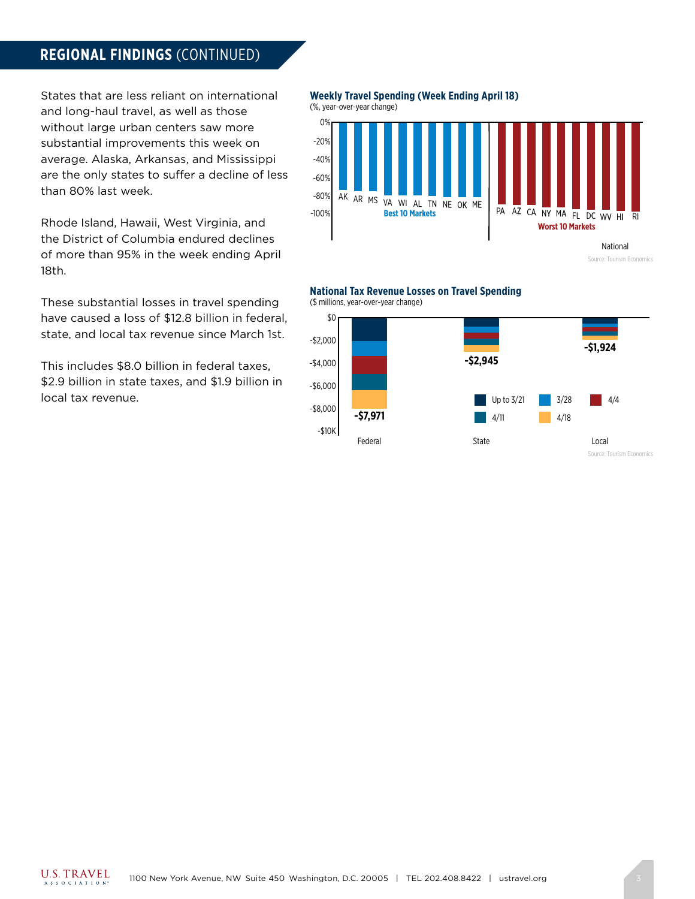## REGIONAL FINDINGS (CONTINUED)

States that are less reliant on international and long-haul travel, as well as those without large urban centers saw more substantial improvements this week on average. Alaska, Arkansas, and Mississippi are the only states to suffer a decline of less than 80% last week.

Rhode Island, Hawaii, West Virginia, and the District of Columbia endured declines of more than 95% in the week ending April 18th.

These substantial losses in travel spending have caused a loss of $12.8 billion in federal, state, and local tax revenue since March 1st.

This includes $8.0 billion in federal taxes, $2.9 billion in state taxes, and $1.9 billion in local tax revenue.

**Weekly Travel Spending (Week Ending April 18)**
(%, year-over-year change)

Best 10 Markets: AK, AR, MS, VA, WI, AL, TN, NE, OK, ME

Worst 10 Markets: PA, AZ, CA, NY, MA, FL, DC, WV, HI, RI

National

Source: Tourism Economics

**National Tax Revenue Losses on Travel Spending**
($ millions, year-over-year change)

| | Federal | State | Local |
|---|---|---|---|
| Total | -$7,971 | -$2,945 | -$1,924 |

Legend: Up to 3/21, 3/28, 4/4, 4/11, 4/18

Source: Tourism Economics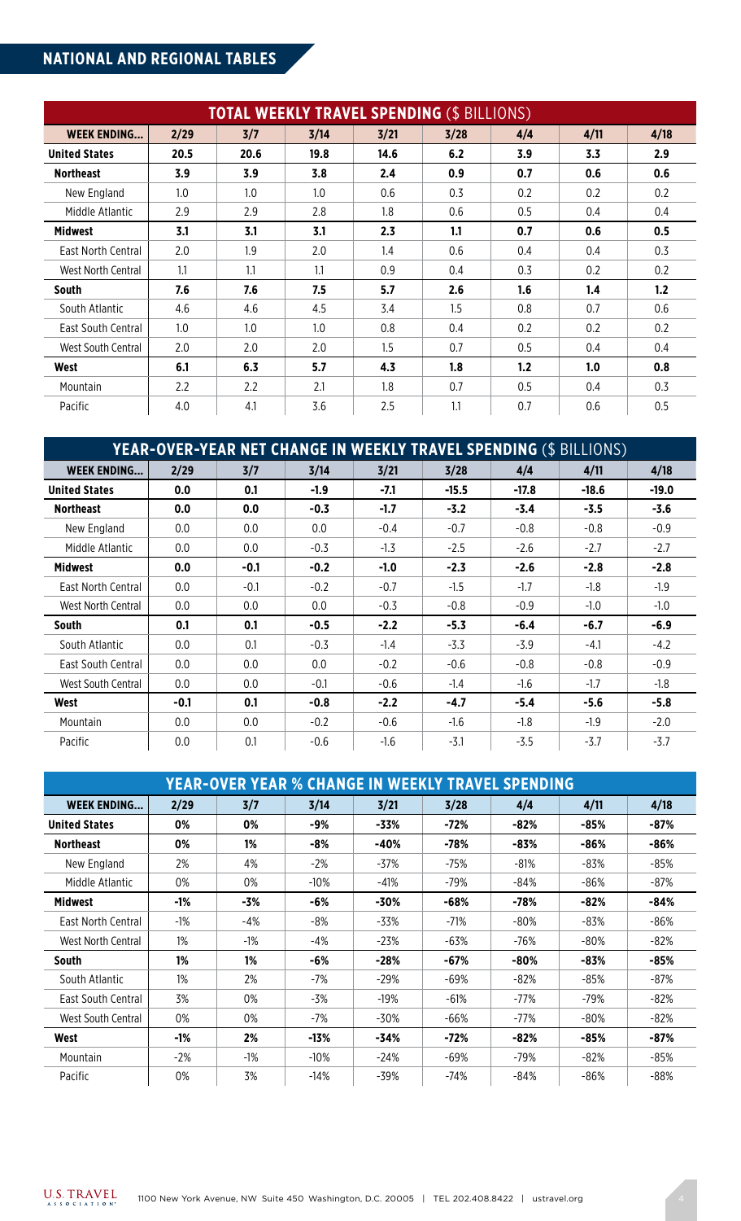## NATIONAL AND REGIONAL TABLES

| TOTAL WEEKLY TRAVEL SPENDING ($ BILLIONS) | | | | | | | | |
|---|---|---|---|---|---|---|---|---|
| **WEEK ENDING...** | **2/29** | **3/7** | **3/14** | **3/21** | **3/28** | **4/4** | **4/11** | **4/18** |
| **United States** | **20.5** | **20.6** | **19.8** | **14.6** | **6.2** | **3.9** | **3.3** | **2.9** |
| **Northeast** | **3.9** | **3.9** | **3.8** | **2.4** | **0.9** | **0.7** | **0.6** | **0.6** |
| New England | 1.0 | 1.0 | 1.0 | 0.6 | 0.3 | 0.2 | 0.2 | 0.2 |
| Middle Atlantic | 2.9 | 2.9 | 2.8 | 1.8 | 0.6 | 0.5 | 0.4 | 0.4 |
| **Midwest** | **3.1** | **3.1** | **3.1** | **2.3** | **1.1** | **0.7** | **0.6** | **0.5** |
| East North Central | 2.0 | 1.9 | 2.0 | 1.4 | 0.6 | 0.4 | 0.4 | 0.3 |
| West North Central | 1.1 | 1.1 | 1.1 | 0.9 | 0.4 | 0.3 | 0.2 | 0.2 |
| **South** | **7.6** | **7.6** | **7.5** | **5.7** | **2.6** | **1.6** | **1.4** | **1.2** |
| South Atlantic | 4.6 | 4.6 | 4.5 | 3.4 | 1.5 | 0.8 | 0.7 | 0.6 |
| East South Central | 1.0 | 1.0 | 1.0 | 0.8 | 0.4 | 0.2 | 0.2 | 0.2 |
| West South Central | 2.0 | 2.0 | 2.0 | 1.5 | 0.7 | 0.5 | 0.4 | 0.4 |
| **West** | **6.1** | **6.3** | **5.7** | **4.3** | **1.8** | **1.2** | **1.0** | **0.8** |
| Mountain | 2.2 | 2.2 | 2.1 | 1.8 | 0.7 | 0.5 | 0.4 | 0.3 |
| Pacific | 4.0 | 4.1 | 3.6 | 2.5 | 1.1 | 0.7 | 0.6 | 0.5 |

| YEAR-OVER-YEAR NET CHANGE IN WEEKLY TRAVEL SPENDING ($ BILLIONS) | | | | | | | | |
|---|---|---|---|---|---|---|---|---|
| **WEEK ENDING...** | **2/29** | **3/7** | **3/14** | **3/21** | **3/28** | **4/4** | **4/11** | **4/18** |
| **United States** | **0.0** | **0.1** | **-1.9** | **-7.1** | **-15.5** | **-17.8** | **-18.6** | **-19.0** |
| **Northeast** | **0.0** | **0.0** | **-0.3** | **-1.7** | **-3.2** | **-3.4** | **-3.5** | **-3.6** |
| New England | 0.0 | 0.0 | 0.0 | -0.4 | -0.7 | -0.8 | -0.8 | -0.9 |
| Middle Atlantic | 0.0 | 0.0 | -0.3 | -1.3 | -2.5 | -2.6 | -2.7 | -2.7 |
| **Midwest** | **0.0** | **-0.1** | **-0.2** | **-1.0** | **-2.3** | **-2.6** | **-2.8** | **-2.8** |
| East North Central | 0.0 | -0.1 | -0.2 | -0.7 | -1.5 | -1.7 | -1.8 | -1.9 |
| West North Central | 0.0 | 0.0 | 0.0 | -0.3 | -0.8 | -0.9 | -1.0 | -1.0 |
| **South** | **0.1** | **0.1** | **-0.5** | **-2.2** | **-5.3** | **-6.4** | **-6.7** | **-6.9** |
| South Atlantic | 0.0 | 0.1 | -0.3 | -1.4 | -3.3 | -3.9 | -4.1 | -4.2 |
| East South Central | 0.0 | 0.0 | 0.0 | -0.2 | -0.6 | -0.8 | -0.8 | -0.9 |
| West South Central | 0.0 | 0.0 | -0.1 | -0.6 | -1.4 | -1.6 | -1.7 | -1.8 |
| **West** | **-0.1** | **0.1** | **-0.8** | **-2.2** | **-4.7** | **-5.4** | **-5.6** | **-5.8** |
| Mountain | 0.0 | 0.0 | -0.2 | -0.6 | -1.6 | -1.8 | -1.9 | -2.0 |
| Pacific | 0.0 | 0.1 | -0.6 | -1.6 | -3.1 | -3.5 | -3.7 | -3.7 |

| YEAR-OVER YEAR % CHANGE IN WEEKLY TRAVEL SPENDING | | | | | | | | |
|---|---|---|---|---|---|---|---|---|
| **WEEK ENDING...** | **2/29** | **3/7** | **3/14** | **3/21** | **3/28** | **4/4** | **4/11** | **4/18** |
| **United States** | **0%** | **0%** | **-9%** | **-33%** | **-72%** | **-82%** | **-85%** | **-87%** |
| **Northeast** | **0%** | **1%** | **-8%** | **-40%** | **-78%** | **-83%** | **-86%** | **-86%** |
| New England | 2% | 4% | -2% | -37% | -75% | -81% | -83% | -85% |
| Middle Atlantic | 0% | 0% | -10% | -41% | -79% | -84% | -86% | -87% |
| **Midwest** | **-1%** | **-3%** | **-6%** | **-30%** | **-68%** | **-78%** | **-82%** | **-84%** |
| East North Central | -1% | -4% | -8% | -33% | -71% | -80% | -83% | -86% |
| West North Central | 1% | -1% | -4% | -23% | -63% | -76% | -80% | -82% |
| **South** | **1%** | **1%** | **-6%** | **-28%** | **-67%** | **-80%** | **-83%** | **-85%** |
| South Atlantic | 1% | 2% | -7% | -29% | -69% | -82% | -85% | -87% |
| East South Central | 3% | 0% | -3% | -19% | -61% | -77% | -79% | -82% |
| West South Central | 0% | 0% | -7% | -30% | -66% | -77% | -80% | -82% |
| **West** | **-1%** | **2%** | **-13%** | **-34%** | **-72%** | **-82%** | **-85%** | **-87%** |
| Mountain | -2% | -1% | -10% | -24% | -69% | -79% | -82% | -85% |
| Pacific | 0% | 3% | -14% | -39% | -74% | -84% | -86% | -88% |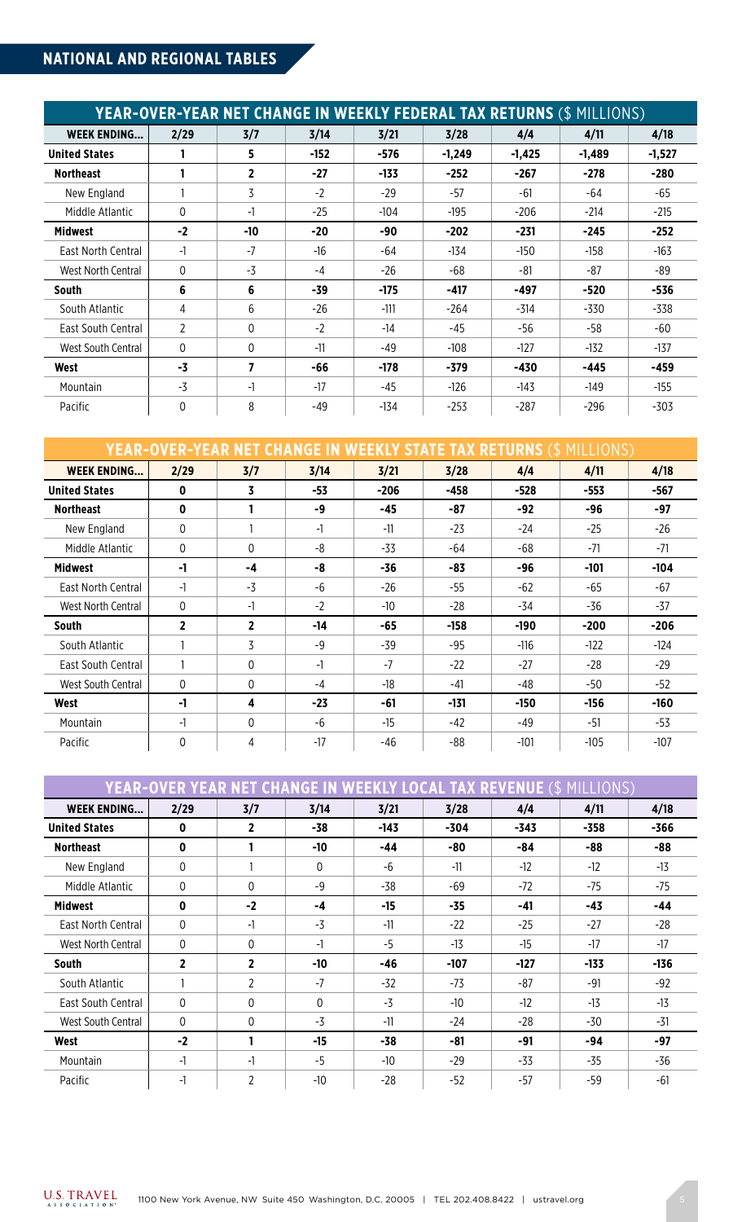## NATIONAL AND REGIONAL TABLES

| YEAR-OVER-YEAR NET CHANGE IN WEEKLY FEDERAL TAX RETURNS ($ MILLIONS) | | | | | | | | |
|---|---|---|---|---|---|---|---|---|
| **WEEK ENDING...** | **2/29** | **3/7** | **3/14** | **3/21** | **3/28** | **4/4** | **4/11** | **4/18** |
| **United States** | **1** | **5** | **-152** | **-576** | **-1,249** | **-1,425** | **-1,489** | **-1,527** |
| **Northeast** | **1** | **2** | **-27** | **-133** | **-252** | **-267** | **-278** | **-280** |
| New England | 1 | 3 | -2 | -29 | -57 | -61 | -64 | -65 |
| Middle Atlantic | 0 | -1 | -25 | -104 | -195 | -206 | -214 | -215 |
| **Midwest** | **-2** | **-10** | **-20** | **-90** | **-202** | **-231** | **-245** | **-252** |
| East North Central | -1 | -7 | -16 | -64 | -134 | -150 | -158 | -163 |
| West North Central | 0 | -3 | -4 | -26 | -68 | -81 | -87 | -89 |
| **South** | **6** | **6** | **-39** | **-175** | **-417** | **-497** | **-520** | **-536** |
| South Atlantic | 4 | 6 | -26 | -111 | -264 | -314 | -330 | -338 |
| East South Central | 2 | 0 | -2 | -14 | -45 | -56 | -58 | -60 |
| West South Central | 0 | 0 | -11 | -49 | -108 | -127 | -132 | -137 |
| **West** | **-3** | **7** | **-66** | **-178** | **-379** | **-430** | **-445** | **-459** |
| Mountain | -3 | -1 | -17 | -45 | -126 | -143 | -149 | -155 |
| Pacific | 0 | 8 | -49 | -134 | -253 | -287 | -296 | -303 |

| YEAR-OVER-YEAR NET CHANGE IN WEEKLY STATE TAX RETURNS ($ MILLIONS) | | | | | | | | |
|---|---|---|---|---|---|---|---|---|
| **WEEK ENDING...** | **2/29** | **3/7** | **3/14** | **3/21** | **3/28** | **4/4** | **4/11** | **4/18** |
| **United States** | **0** | **3** | **-53** | **-206** | **-458** | **-528** | **-553** | **-567** |
| **Northeast** | **0** | **1** | **-9** | **-45** | **-87** | **-92** | **-96** | **-97** |
| New England | 0 | 1 | -1 | -11 | -23 | -24 | -25 | -26 |
| Middle Atlantic | 0 | 0 | -8 | -33 | -64 | -68 | -71 | -71 |
| **Midwest** | **-1** | **-4** | **-8** | **-36** | **-83** | **-96** | **-101** | **-104** |
| East North Central | -1 | -3 | -6 | -26 | -55 | -62 | -65 | -67 |
| West North Central | 0 | -1 | -2 | -10 | -28 | -34 | -36 | -37 |
| **South** | **2** | **2** | **-14** | **-65** | **-158** | **-190** | **-200** | **-206** |
| South Atlantic | 1 | 3 | -9 | -39 | -95 | -116 | -122 | -124 |
| East South Central | 1 | 0 | -1 | -7 | -22 | -27 | -28 | -29 |
| West South Central | 0 | 0 | -4 | -18 | -41 | -48 | -50 | -52 |
| **West** | **-1** | **4** | **-23** | **-61** | **-131** | **-150** | **-156** | **-160** |
| Mountain | -1 | 0 | -6 | -15 | -42 | -49 | -51 | -53 |
| Pacific | 0 | 4 | -17 | -46 | -88 | -101 | -105 | -107 |

| YEAR-OVER YEAR NET CHANGE IN WEEKLY LOCAL TAX REVENUE ($ MILLIONS) | | | | | | | | |
|---|---|---|---|---|---|---|---|---|
| **WEEK ENDING...** | **2/29** | **3/7** | **3/14** | **3/21** | **3/28** | **4/4** | **4/11** | **4/18** |
| **United States** | **0** | **2** | **-38** | **-143** | **-304** | **-343** | **-358** | **-366** |
| **Northeast** | **0** | **1** | **-10** | **-44** | **-80** | **-84** | **-88** | **-88** |
| New England | 0 | 1 | 0 | -6 | -11 | -12 | -12 | -13 |
| Middle Atlantic | 0 | 0 | -9 | -38 | -69 | -72 | -75 | -75 |
| **Midwest** | **0** | **-2** | **-4** | **-15** | **-35** | **-41** | **-43** | **-44** |
| East North Central | 0 | -1 | -3 | -11 | -22 | -25 | -27 | -28 |
| West North Central | 0 | 0 | -1 | -5 | -13 | -15 | -17 | -17 |
| **South** | **2** | **2** | **-10** | **-46** | **-107** | **-127** | **-133** | **-136** |
| South Atlantic | 1 | 2 | -7 | -32 | -73 | -87 | -91 | -92 |
| East South Central | 0 | 0 | 0 | -3 | -10 | -12 | -13 | -13 |
| West South Central | 0 | 0 | -3 | -11 | -24 | -28 | -30 | -31 |
| **West** | **-2** | **1** | **-15** | **-38** | **-81** | **-91** | **-94** | **-97** |
| Mountain | -1 | -1 | -5 | -10 | -29 | -33 | -35 | -36 |
| Pacific | -1 | 2 | -10 | -28 | -52 | -57 | -59 | -61 |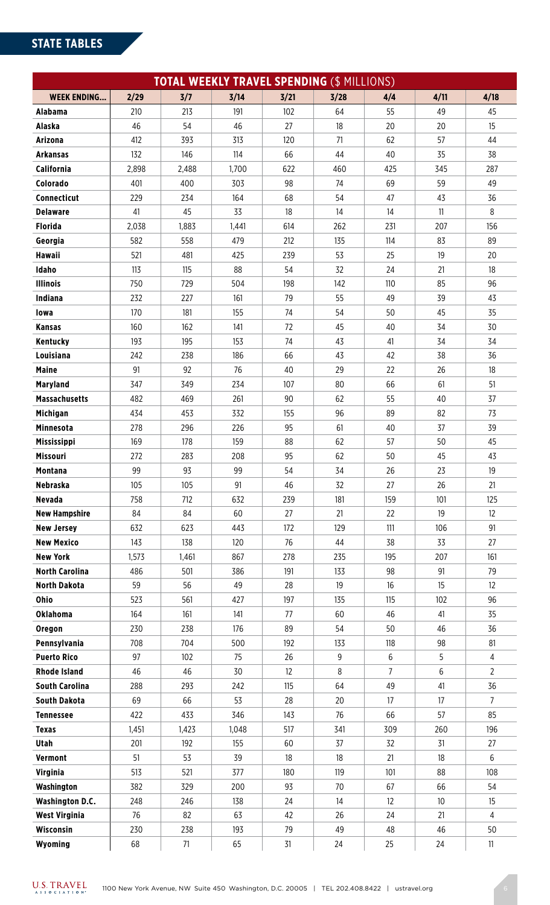## STATE TABLES

| TOTAL WEEKLY TRAVEL SPENDING ($ MILLIONS) | | | | | | | | |
|---|---|---|---|---|---|---|---|---|
| **WEEK ENDING...** | **2/29** | **3/7** | **3/14** | **3/21** | **3/28** | **4/4** | **4/11** | **4/18** |
| **Alabama** | 210 | 213 | 191 | 102 | 64 | 55 | 49 | 45 |
| **Alaska** | 46 | 54 | 46 | 27 | 18 | 20 | 20 | 15 |
| **Arizona** | 412 | 393 | 313 | 120 | 71 | 62 | 57 | 44 |
| **Arkansas** | 132 | 146 | 114 | 66 | 44 | 40 | 35 | 38 |
| **California** | 2,898 | 2,488 | 1,700 | 622 | 460 | 425 | 345 | 287 |
| **Colorado** | 401 | 400 | 303 | 98 | 74 | 69 | 59 | 49 |
| **Connecticut** | 229 | 234 | 164 | 68 | 54 | 47 | 43 | 36 |
| **Delaware** | 41 | 45 | 33 | 18 | 14 | 14 | 11 | 8 |
| **Florida** | 2,038 | 1,883 | 1,441 | 614 | 262 | 231 | 207 | 156 |
| **Georgia** | 582 | 558 | 479 | 212 | 135 | 114 | 83 | 89 |
| **Hawaii** | 521 | 481 | 425 | 239 | 53 | 25 | 19 | 20 |
| **Idaho** | 113 | 115 | 88 | 54 | 32 | 24 | 21 | 18 |
| **Illinois** | 750 | 729 | 504 | 198 | 142 | 110 | 85 | 96 |
| **Indiana** | 232 | 227 | 161 | 79 | 55 | 49 | 39 | 43 |
| **Iowa** | 170 | 181 | 155 | 74 | 54 | 50 | 45 | 35 |
| **Kansas** | 160 | 162 | 141 | 72 | 45 | 40 | 34 | 30 |
| **Kentucky** | 193 | 195 | 153 | 74 | 43 | 41 | 34 | 34 |
| **Louisiana** | 242 | 238 | 186 | 66 | 43 | 42 | 38 | 36 |
| **Maine** | 91 | 92 | 76 | 40 | 29 | 22 | 26 | 18 |
| **Maryland** | 347 | 349 | 234 | 107 | 80 | 66 | 61 | 51 |
| **Massachusetts** | 482 | 469 | 261 | 90 | 62 | 55 | 40 | 37 |
| **Michigan** | 434 | 453 | 332 | 155 | 96 | 89 | 82 | 73 |
| **Minnesota** | 278 | 296 | 226 | 95 | 61 | 40 | 37 | 39 |
| **Mississippi** | 169 | 178 | 159 | 88 | 62 | 57 | 50 | 45 |
| **Missouri** | 272 | 283 | 208 | 95 | 62 | 50 | 45 | 43 |
| **Montana** | 99 | 93 | 99 | 54 | 34 | 26 | 23 | 19 |
| **Nebraska** | 105 | 105 | 91 | 46 | 32 | 27 | 26 | 21 |
| **Nevada** | 758 | 712 | 632 | 239 | 181 | 159 | 101 | 125 |
| **New Hampshire** | 84 | 84 | 60 | 27 | 21 | 22 | 19 | 12 |
| **New Jersey** | 632 | 623 | 443 | 172 | 129 | 111 | 106 | 91 |
| **New Mexico** | 143 | 138 | 120 | 76 | 44 | 38 | 33 | 27 |
| **New York** | 1,573 | 1,461 | 867 | 278 | 235 | 195 | 207 | 161 |
| **North Carolina** | 486 | 501 | 386 | 191 | 133 | 98 | 91 | 79 |
| **North Dakota** | 59 | 56 | 49 | 28 | 19 | 16 | 15 | 12 |
| **Ohio** | 523 | 561 | 427 | 197 | 135 | 115 | 102 | 96 |
| **Oklahoma** | 164 | 161 | 141 | 77 | 60 | 46 | 41 | 35 |
| **Oregon** | 230 | 238 | 176 | 89 | 54 | 50 | 46 | 36 |
| **Pennsylvania** | 708 | 704 | 500 | 192 | 133 | 118 | 98 | 81 |
| **Puerto Rico** | 97 | 102 | 75 | 26 | 9 | 6 | 5 | 4 |
| **Rhode Island** | 46 | 46 | 30 | 12 | 8 | 7 | 6 | 2 |
| **South Carolina** | 288 | 293 | 242 | 115 | 64 | 49 | 41 | 36 |
| **South Dakota** | 69 | 66 | 53 | 28 | 20 | 17 | 17 | 7 |
| **Tennessee** | 422 | 433 | 346 | 143 | 76 | 66 | 57 | 85 |
| **Texas** | 1,451 | 1,423 | 1,048 | 517 | 341 | 309 | 260 | 196 |
| **Utah** | 201 | 192 | 155 | 60 | 37 | 32 | 31 | 27 |
| **Vermont** | 51 | 53 | 39 | 18 | 18 | 21 | 18 | 6 |
| **Virginia** | 513 | 521 | 377 | 180 | 119 | 101 | 88 | 108 |
| **Washington** | 382 | 329 | 200 | 93 | 70 | 67 | 66 | 54 |
| **Washington D.C.** | 248 | 246 | 138 | 24 | 14 | 12 | 10 | 15 |
| **West Virginia** | 76 | 82 | 63 | 42 | 26 | 24 | 21 | 4 |
| **Wisconsin** | 230 | 238 | 193 | 79 | 49 | 48 | 46 | 50 |
| **Wyoming** | 68 | 71 | 65 | 31 | 24 | 25 | 24 | 11 |

U.S. TRAVEL ASSOCIATION 1100 New York Avenue, NW Suite 450 Washington, D.C. 20005 | TEL 202.408.8422 | ustravel.org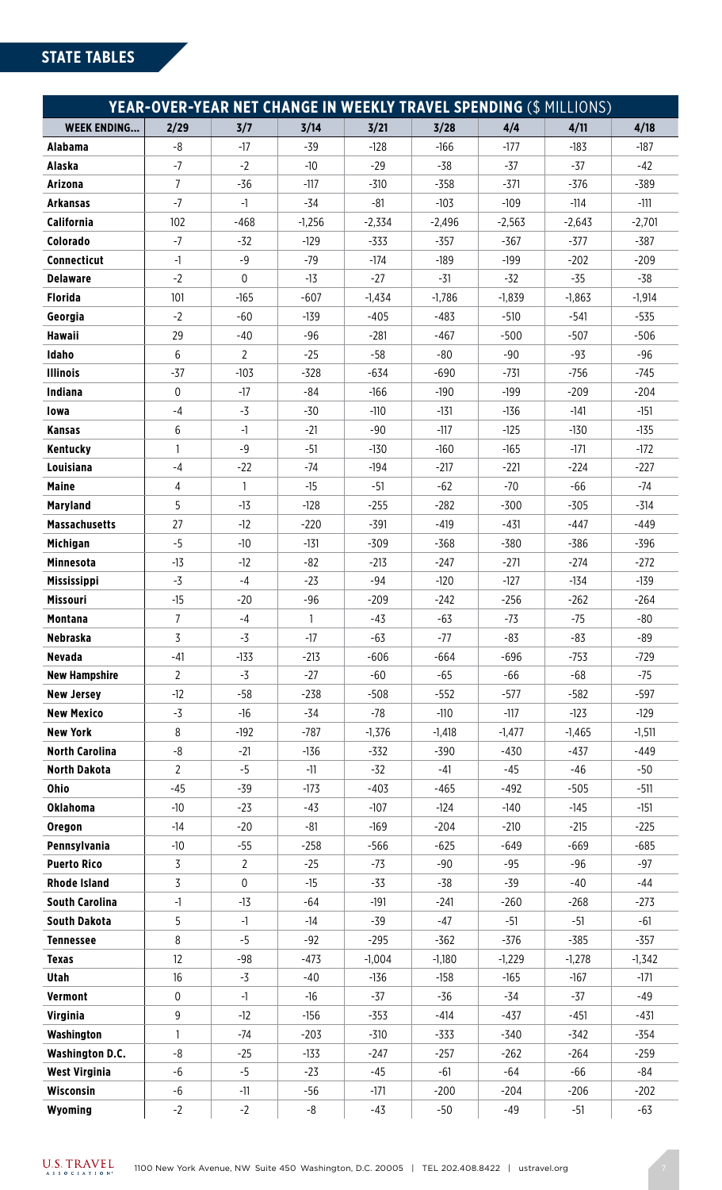## STATE TABLES

| YEAR-OVER-YEAR NET CHANGE IN WEEKLY TRAVEL SPENDING ($ MILLIONS) | | | | | | | | |
|---|---|---|---|---|---|---|---|---|
| **WEEK ENDING...** | **2/29** | **3/7** | **3/14** | **3/21** | **3/28** | **4/4** | **4/11** | **4/18** |
| **Alabama** | -8 | -17 | -39 | -128 | -166 | -177 | -183 | -187 |
| **Alaska** | -7 | -2 | -10 | -29 | -38 | -37 | -37 | -42 |
| **Arizona** | 7 | -36 | -117 | -310 | -358 | -371 | -376 | -389 |
| **Arkansas** | -7 | -1 | -34 | -81 | -103 | -109 | -114 | -111 |
| **California** | 102 | -468 | -1,256 | -2,334 | -2,496 | -2,563 | -2,643 | -2,701 |
| **Colorado** | -7 | -32 | -129 | -333 | -357 | -367 | -377 | -387 |
| **Connecticut** | -1 | -9 | -79 | -174 | -189 | -199 | -202 | -209 |
| **Delaware** | -2 | 0 | -13 | -27 | -31 | -32 | -35 | -38 |
| **Florida** | 101 | -165 | -607 | -1,434 | -1,786 | -1,839 | -1,863 | -1,914 |
| **Georgia** | -2 | -60 | -139 | -405 | -483 | -510 | -541 | -535 |
| **Hawaii** | 29 | -40 | -96 | -281 | -467 | -500 | -507 | -506 |
| **Idaho** | 6 | 2 | -25 | -58 | -80 | -90 | -93 | -96 |
| **Illinois** | -37 | -103 | -328 | -634 | -690 | -731 | -756 | -745 |
| **Indiana** | 0 | -17 | -84 | -166 | -190 | -199 | -209 | -204 |
| **Iowa** | -4 | -3 | -30 | -110 | -131 | -136 | -141 | -151 |
| **Kansas** | 6 | -1 | -21 | -90 | -117 | -125 | -130 | -135 |
| **Kentucky** | 1 | -9 | -51 | -130 | -160 | -165 | -171 | -172 |
| **Louisiana** | -4 | -22 | -74 | -194 | -217 | -221 | -224 | -227 |
| **Maine** | 4 | 1 | -15 | -51 | -62 | -70 | -66 | -74 |
| **Maryland** | 5 | -13 | -128 | -255 | -282 | -300 | -305 | -314 |
| **Massachusetts** | 27 | -12 | -220 | -391 | -419 | -431 | -447 | -449 |
| **Michigan** | -5 | -10 | -131 | -309 | -368 | -380 | -386 | -396 |
| **Minnesota** | -13 | -12 | -82 | -213 | -247 | -271 | -274 | -272 |
| **Mississippi** | -3 | -4 | -23 | -94 | -120 | -127 | -134 | -139 |
| **Missouri** | -15 | -20 | -96 | -209 | -242 | -256 | -262 | -264 |
| **Montana** | 7 | -4 | 1 | -43 | -63 | -73 | -75 | -80 |
| **Nebraska** | 3 | -3 | -17 | -63 | -77 | -83 | -83 | -89 |
| **Nevada** | -41 | -133 | -213 | -606 | -664 | -696 | -753 | -729 |
| **New Hampshire** | 2 | -3 | -27 | -60 | -65 | -66 | -68 | -75 |
| **New Jersey** | -12 | -58 | -238 | -508 | -552 | -577 | -582 | -597 |
| **New Mexico** | -3 | -16 | -34 | -78 | -110 | -117 | -123 | -129 |
| **New York** | 8 | -192 | -787 | -1,376 | -1,418 | -1,477 | -1,465 | -1,511 |
| **North Carolina** | -8 | -21 | -136 | -332 | -390 | -430 | -437 | -449 |
| **North Dakota** | 2 | -5 | -11 | -32 | -41 | -45 | -46 | -50 |
| **Ohio** | -45 | -39 | -173 | -403 | -465 | -492 | -505 | -511 |
| **Oklahoma** | -10 | -23 | -43 | -107 | -124 | -140 | -145 | -151 |
| **Oregon** | -14 | -20 | -81 | -169 | -204 | -210 | -215 | -225 |
| **Pennsylvania** | -10 | -55 | -258 | -566 | -625 | -649 | -669 | -685 |
| **Puerto Rico** | 3 | 2 | -25 | -73 | -90 | -95 | -96 | -97 |
| **Rhode Island** | 3 | 0 | -15 | -33 | -38 | -39 | -40 | -44 |
| **South Carolina** | -1 | -13 | -64 | -191 | -241 | -260 | -268 | -273 |
| **South Dakota** | 5 | -1 | -14 | -39 | -47 | -51 | -51 | -61 |
| **Tennessee** | 8 | -5 | -92 | -295 | -362 | -376 | -385 | -357 |
| **Texas** | 12 | -98 | -473 | -1,004 | -1,180 | -1,229 | -1,278 | -1,342 |
| **Utah** | 16 | -3 | -40 | -136 | -158 | -165 | -167 | -171 |
| **Vermont** | 0 | -1 | -16 | -37 | -36 | -34 | -37 | -49 |
| **Virginia** | 9 | -12 | -156 | -353 | -414 | -437 | -451 | -431 |
| **Washington** | 1 | -74 | -203 | -310 | -333 | -340 | -342 | -354 |
| **Washington D.C.** | -8 | -25 | -133 | -247 | -257 | -262 | -264 | -259 |
| **West Virginia** | -6 | -5 | -23 | -45 | -61 | -64 | -66 | -84 |
| **Wisconsin** | -6 | -11 | -56 | -171 | -200 | -204 | -206 | -202 |
| **Wyoming** | -2 | -2 | -8 | -43 | -50 | -49 | -51 | -63 |

U.S. TRAVEL ASSOCIATION 1100 New York Avenue, NW Suite 450 Washington, D.C. 20005 | TEL 202.408.8422 | ustravel.org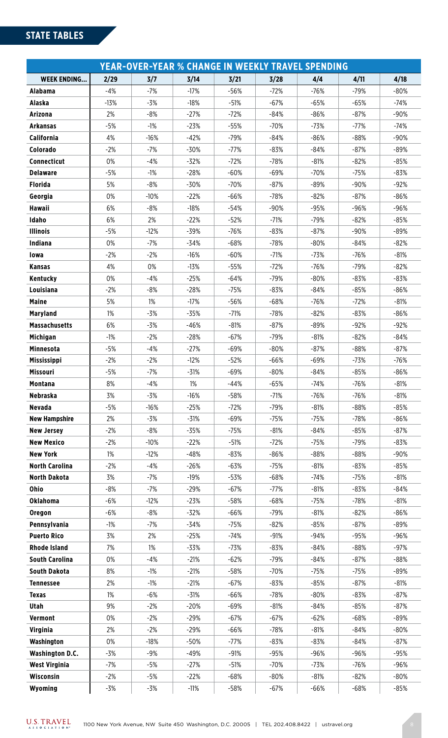## STATE TABLES

| YEAR-OVER-YEAR % CHANGE IN WEEKLY TRAVEL SPENDING | | | | | | | | |
|---|---|---|---|---|---|---|---|---|
| **WEEK ENDING...** | **2/29** | **3/7** | **3/14** | **3/21** | **3/28** | **4/4** | **4/11** | **4/18** |
| **Alabama** | -4% | -7% | -17% | -56% | -72% | -76% | -79% | -80% |
| **Alaska** | -13% | -3% | -18% | -51% | -67% | -65% | -65% | -74% |
| **Arizona** | 2% | -8% | -27% | -72% | -84% | -86% | -87% | -90% |
| **Arkansas** | -5% | -1% | -23% | -55% | -70% | -73% | -77% | -74% |
| **California** | 4% | -16% | -42% | -79% | -84% | -86% | -88% | -90% |
| **Colorado** | -2% | -7% | -30% | -77% | -83% | -84% | -87% | -89% |
| **Connecticut** | 0% | -4% | -32% | -72% | -78% | -81% | -82% | -85% |
| **Delaware** | -5% | -1% | -28% | -60% | -69% | -70% | -75% | -83% |
| **Florida** | 5% | -8% | -30% | -70% | -87% | -89% | -90% | -92% |
| **Georgia** | 0% | -10% | -22% | -66% | -78% | -82% | -87% | -86% |
| **Hawaii** | 6% | -8% | -18% | -54% | -90% | -95% | -96% | -96% |
| **Idaho** | 6% | 2% | -22% | -52% | -71% | -79% | -82% | -85% |
| **Illinois** | -5% | -12% | -39% | -76% | -83% | -87% | -90% | -89% |
| **Indiana** | 0% | -7% | -34% | -68% | -78% | -80% | -84% | -82% |
| **Iowa** | -2% | -2% | -16% | -60% | -71% | -73% | -76% | -81% |
| **Kansas** | 4% | 0% | -13% | -55% | -72% | -76% | -79% | -82% |
| **Kentucky** | 0% | -4% | -25% | -64% | -79% | -80% | -83% | -83% |
| **Louisiana** | -2% | -8% | -28% | -75% | -83% | -84% | -85% | -86% |
| **Maine** | 5% | 1% | -17% | -56% | -68% | -76% | -72% | -81% |
| **Maryland** | 1% | -3% | -35% | -71% | -78% | -82% | -83% | -86% |
| **Massachusetts** | 6% | -3% | -46% | -81% | -87% | -89% | -92% | -92% |
| **Michigan** | -1% | -2% | -28% | -67% | -79% | -81% | -82% | -84% |
| **Minnesota** | -5% | -4% | -27% | -69% | -80% | -87% | -88% | -87% |
| **Mississippi** | -2% | -2% | -12% | -52% | -66% | -69% | -73% | -76% |
| **Missouri** | -5% | -7% | -31% | -69% | -80% | -84% | -85% | -86% |
| **Montana** | 8% | -4% | 1% | -44% | -65% | -74% | -76% | -81% |
| **Nebraska** | 3% | -3% | -16% | -58% | -71% | -76% | -76% | -81% |
| **Nevada** | -5% | -16% | -25% | -72% | -79% | -81% | -88% | -85% |
| **New Hampshire** | 2% | -3% | -31% | -69% | -75% | -75% | -78% | -86% |
| **New Jersey** | -2% | -8% | -35% | -75% | -81% | -84% | -85% | -87% |
| **New Mexico** | -2% | -10% | -22% | -51% | -72% | -75% | -79% | -83% |
| **New York** | 1% | -12% | -48% | -83% | -86% | -88% | -88% | -90% |
| **North Carolina** | -2% | -4% | -26% | -63% | -75% | -81% | -83% | -85% |
| **North Dakota** | 3% | -7% | -19% | -53% | -68% | -74% | -75% | -81% |
| **Ohio** | -8% | -7% | -29% | -67% | -77% | -81% | -83% | -84% |
| **Oklahoma** | -6% | -12% | -23% | -58% | -68% | -75% | -78% | -81% |
| **Oregon** | -6% | -8% | -32% | -66% | -79% | -81% | -82% | -86% |
| **Pennsylvania** | -1% | -7% | -34% | -75% | -82% | -85% | -87% | -89% |
| **Puerto Rico** | 3% | 2% | -25% | -74% | -91% | -94% | -95% | -96% |
| **Rhode Island** | 7% | 1% | -33% | -73% | -83% | -84% | -88% | -97% |
| **South Carolina** | 0% | -4% | -21% | -62% | -79% | -84% | -87% | -88% |
| **South Dakota** | 8% | -1% | -21% | -58% | -70% | -75% | -75% | -89% |
| **Tennessee** | 2% | -1% | -21% | -67% | -83% | -85% | -87% | -81% |
| **Texas** | 1% | -6% | -31% | -66% | -78% | -80% | -83% | -87% |
| **Utah** | 9% | -2% | -20% | -69% | -81% | -84% | -85% | -87% |
| **Vermont** | 0% | -2% | -29% | -67% | -67% | -62% | -68% | -89% |
| **Virginia** | 2% | -2% | -29% | -66% | -78% | -81% | -84% | -80% |
| **Washington** | 0% | -18% | -50% | -77% | -83% | -83% | -84% | -87% |
| **Washington D.C.** | -3% | -9% | -49% | -91% | -95% | -96% | -96% | -95% |
| **West Virginia** | -7% | -5% | -27% | -51% | -70% | -73% | -76% | -96% |
| **Wisconsin** | -2% | -5% | -22% | -68% | -80% | -81% | -82% | -80% |
| **Wyoming** | -3% | -3% | -11% | -58% | -67% | -66% | -68% | -85% |

U.S. TRAVEL ASSOCIATION 1100 New York Avenue, NW Suite 450 Washington, D.C. 20005 | TEL 202.408.8422 | ustravel.org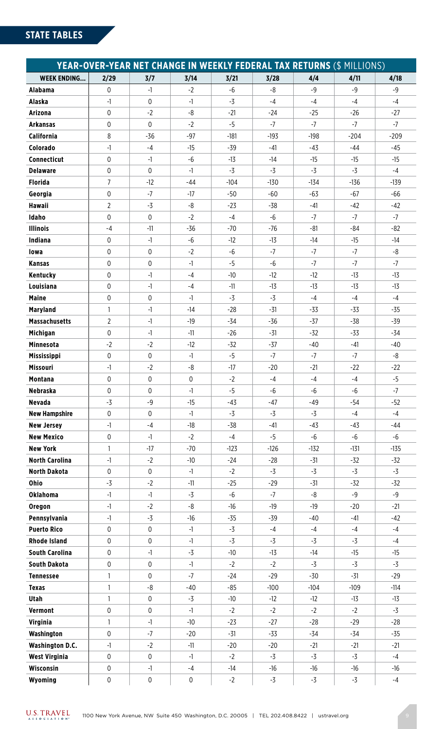## STATE TABLES

| YEAR-OVER-YEAR NET CHANGE IN WEEKLY FEDERAL TAX RETURNS ($ MILLIONS) | | | | | | | | |
|---|---|---|---|---|---|---|---|---|
| **WEEK ENDING...** | **2/29** | **3/7** | **3/14** | **3/21** | **3/28** | **4/4** | **4/11** | **4/18** |
| **Alabama** | 0 | -1 | -2 | -6 | -8 | -9 | -9 | -9 |
| **Alaska** | -1 | 0 | -1 | -3 | -4 | -4 | -4 | -4 |
| **Arizona** | 0 | -2 | -8 | -21 | -24 | -25 | -26 | -27 |
| **Arkansas** | 0 | 0 | -2 | -5 | -7 | -7 | -7 | -7 |
| **California** | 8 | -36 | -97 | -181 | -193 | -198 | -204 | -209 |
| **Colorado** | -1 | -4 | -15 | -39 | -41 | -43 | -44 | -45 |
| **Connecticut** | 0 | -1 | -6 | -13 | -14 | -15 | -15 | -15 |
| **Delaware** | 0 | 0 | -1 | -3 | -3 | -3 | -3 | -4 |
| **Florida** | 7 | -12 | -44 | -104 | -130 | -134 | -136 | -139 |
| **Georgia** | 0 | -7 | -17 | -50 | -60 | -63 | -67 | -66 |
| **Hawaii** | 2 | -3 | -8 | -23 | -38 | -41 | -42 | -42 |
| **Idaho** | 0 | 0 | -2 | -4 | -6 | -7 | -7 | -7 |
| **Illinois** | -4 | -11 | -36 | -70 | -76 | -81 | -84 | -82 |
| **Indiana** | 0 | -1 | -6 | -12 | -13 | -14 | -15 | -14 |
| **Iowa** | 0 | 0 | -2 | -6 | -7 | -7 | -7 | -8 |
| **Kansas** | 0 | 0 | -1 | -5 | -6 | -7 | -7 | -7 |
| **Kentucky** | 0 | -1 | -4 | -10 | -12 | -12 | -13 | -13 |
| **Louisiana** | 0 | -1 | -4 | -11 | -13 | -13 | -13 | -13 |
| **Maine** | 0 | 0 | -1 | -3 | -3 | -4 | -4 | -4 |
| **Maryland** | 1 | -1 | -14 | -28 | -31 | -33 | -33 | -35 |
| **Massachusetts** | 2 | -1 | -19 | -34 | -36 | -37 | -38 | -39 |
| **Michigan** | 0 | -1 | -11 | -26 | -31 | -32 | -33 | -34 |
| **Minnesota** | -2 | -2 | -12 | -32 | -37 | -40 | -41 | -40 |
| **Mississippi** | 0 | 0 | -1 | -5 | -7 | -7 | -7 | -8 |
| **Missouri** | -1 | -2 | -8 | -17 | -20 | -21 | -22 | -22 |
| **Montana** | 0 | 0 | 0 | -2 | -4 | -4 | -4 | -5 |
| **Nebraska** | 0 | 0 | -1 | -5 | -6 | -6 | -6 | -7 |
| **Nevada** | -3 | -9 | -15 | -43 | -47 | -49 | -54 | -52 |
| **New Hampshire** | 0 | 0 | -1 | -3 | -3 | -3 | -4 | -4 |
| **New Jersey** | -1 | -4 | -18 | -38 | -41 | -43 | -43 | -44 |
| **New Mexico** | 0 | -1 | -2 | -4 | -5 | -6 | -6 | -6 |
| **New York** | 1 | -17 | -70 | -123 | -126 | -132 | -131 | -135 |
| **North Carolina** | -1 | -2 | -10 | -24 | -28 | -31 | -32 | -32 |
| **North Dakota** | 0 | 0 | -1 | -2 | -3 | -3 | -3 | -3 |
| **Ohio** | -3 | -2 | -11 | -25 | -29 | -31 | -32 | -32 |
| **Oklahoma** | -1 | -1 | -3 | -6 | -7 | -8 | -9 | -9 |
| **Oregon** | -1 | -2 | -8 | -16 | -19 | -19 | -20 | -21 |
| **Pennsylvania** | -1 | -3 | -16 | -35 | -39 | -40 | -41 | -42 |
| **Puerto Rico** | 0 | 0 | -1 | -3 | -4 | -4 | -4 | -4 |
| **Rhode Island** | 0 | 0 | -1 | -3 | -3 | -3 | -3 | -4 |
| **South Carolina** | 0 | -1 | -3 | -10 | -13 | -14 | -15 | -15 |
| **South Dakota** | 0 | 0 | -1 | -2 | -2 | -3 | -3 | -3 |
| **Tennessee** | 1 | 0 | -7 | -24 | -29 | -30 | -31 | -29 |
| **Texas** | 1 | -8 | -40 | -85 | -100 | -104 | -109 | -114 |
| **Utah** | 1 | 0 | -3 | -10 | -12 | -12 | -13 | -13 |
| **Vermont** | 0 | 0 | -1 | -2 | -2 | -2 | -2 | -3 |
| **Virginia** | 1 | -1 | -10 | -23 | -27 | -28 | -29 | -28 |
| **Washington** | 0 | -7 | -20 | -31 | -33 | -34 | -34 | -35 |
| **Washington D.C.** | -1 | -2 | -11 | -20 | -20 | -21 | -21 | -21 |
| **West Virginia** | 0 | 0 | -1 | -2 | -3 | -3 | -3 | -4 |
| **Wisconsin** | 0 | -1 | -4 | -14 | -16 | -16 | -16 | -16 |
| **Wyoming** | 0 | 0 | 0 | -2 | -3 | -3 | -3 | -4 |

U.S. TRAVEL ASSOCIATION 1100 New York Avenue, NW Suite 450 Washington, D.C. 20005 | TEL 202.408.8422 | ustravel.org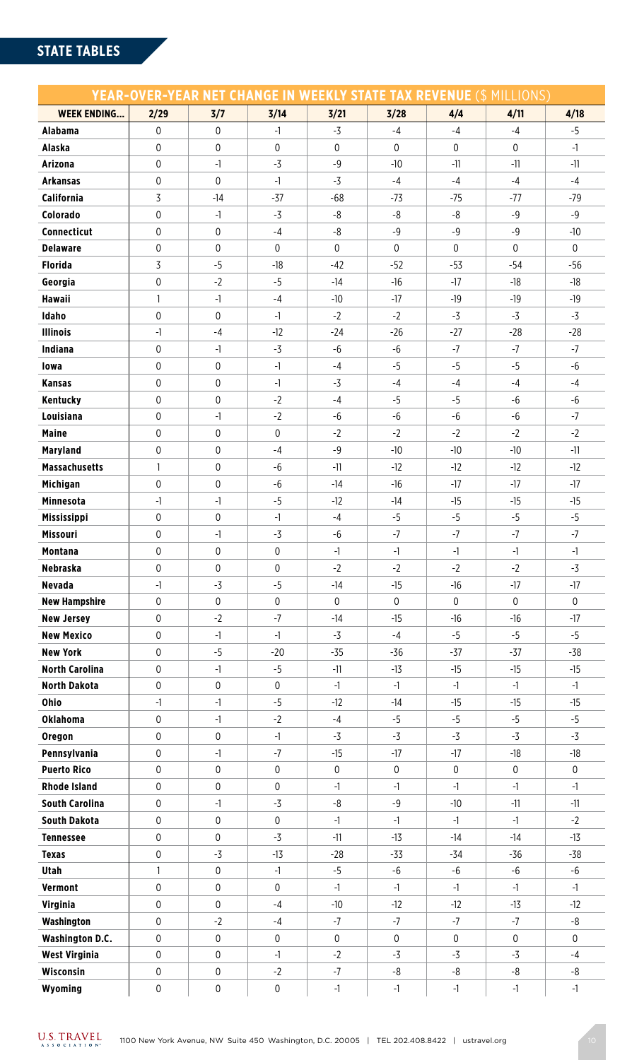## STATE TABLES

| YEAR-OVER-YEAR NET CHANGE IN WEEKLY STATE TAX REVENUE ($ MILLIONS) | | | | | | | | |
|---|---|---|---|---|---|---|---|---|
| **WEEK ENDING...** | **2/29** | **3/7** | **3/14** | **3/21** | **3/28** | **4/4** | **4/11** | **4/18** |
| **Alabama** | 0 | 0 | -1 | -3 | -4 | -4 | -4 | -5 |
| **Alaska** | 0 | 0 | 0 | 0 | 0 | 0 | 0 | -1 |
| **Arizona** | 0 | -1 | -3 | -9 | -10 | -11 | -11 | -11 |
| **Arkansas** | 0 | 0 | -1 | -3 | -4 | -4 | -4 | -4 |
| **California** | 3 | -14 | -37 | -68 | -73 | -75 | -77 | -79 |
| **Colorado** | 0 | -1 | -3 | -8 | -8 | -8 | -9 | -9 |
| **Connecticut** | 0 | 0 | -4 | -8 | -9 | -9 | -9 | -10 |
| **Delaware** | 0 | 0 | 0 | 0 | 0 | 0 | 0 | 0 |
| **Florida** | 3 | -5 | -18 | -42 | -52 | -53 | -54 | -56 |
| **Georgia** | 0 | -2 | -5 | -14 | -16 | -17 | -18 | -18 |
| **Hawaii** | 1 | -1 | -4 | -10 | -17 | -19 | -19 | -19 |
| **Idaho** | 0 | 0 | -1 | -2 | -2 | -3 | -3 | -3 |
| **Illinois** | -1 | -4 | -12 | -24 | -26 | -27 | -28 | -28 |
| **Indiana** | 0 | -1 | -3 | -6 | -6 | -7 | -7 | -7 |
| **Iowa** | 0 | 0 | -1 | -4 | -5 | -5 | -5 | -6 |
| **Kansas** | 0 | 0 | -1 | -3 | -4 | -4 | -4 | -4 |
| **Kentucky** | 0 | 0 | -2 | -4 | -5 | -5 | -6 | -6 |
| **Louisiana** | 0 | -1 | -2 | -6 | -6 | -6 | -6 | -7 |
| **Maine** | 0 | 0 | 0 | -2 | -2 | -2 | -2 | -2 |
| **Maryland** | 0 | 0 | -4 | -9 | -10 | -10 | -10 | -11 |
| **Massachusetts** | 1 | 0 | -6 | -11 | -12 | -12 | -12 | -12 |
| **Michigan** | 0 | 0 | -6 | -14 | -16 | -17 | -17 | -17 |
| **Minnesota** | -1 | -1 | -5 | -12 | -14 | -15 | -15 | -15 |
| **Mississippi** | 0 | 0 | -1 | -4 | -5 | -5 | -5 | -5 |
| **Missouri** | 0 | -1 | -3 | -6 | -7 | -7 | -7 | -7 |
| **Montana** | 0 | 0 | 0 | -1 | -1 | -1 | -1 | -1 |
| **Nebraska** | 0 | 0 | 0 | -2 | -2 | -2 | -2 | -3 |
| **Nevada** | -1 | -3 | -5 | -14 | -15 | -16 | -17 | -17 |
| **New Hampshire** | 0 | 0 | 0 | 0 | 0 | 0 | 0 | 0 |
| **New Jersey** | 0 | -2 | -7 | -14 | -15 | -16 | -16 | -17 |
| **New Mexico** | 0 | -1 | -1 | -3 | -4 | -5 | -5 | -5 |
| **New York** | 0 | -5 | -20 | -35 | -36 | -37 | -37 | -38 |
| **North Carolina** | 0 | -1 | -5 | -11 | -13 | -15 | -15 | -15 |
| **North Dakota** | 0 | 0 | 0 | -1 | -1 | -1 | -1 | -1 |
| **Ohio** | -1 | -1 | -5 | -12 | -14 | -15 | -15 | -15 |
| **Oklahoma** | 0 | -1 | -2 | -4 | -5 | -5 | -5 | -5 |
| **Oregon** | 0 | 0 | -1 | -3 | -3 | -3 | -3 | -3 |
| **Pennsylvania** | 0 | -1 | -7 | -15 | -17 | -17 | -18 | -18 |
| **Puerto Rico** | 0 | 0 | 0 | 0 | 0 | 0 | 0 | 0 |
| **Rhode Island** | 0 | 0 | 0 | -1 | -1 | -1 | -1 | -1 |
| **South Carolina** | 0 | -1 | -3 | -8 | -9 | -10 | -11 | -11 |
| **South Dakota** | 0 | 0 | 0 | -1 | -1 | -1 | -1 | -2 |
| **Tennessee** | 0 | 0 | -3 | -11 | -13 | -14 | -14 | -13 |
| **Texas** | 0 | -3 | -13 | -28 | -33 | -34 | -36 | -38 |
| **Utah** | 1 | 0 | -1 | -5 | -6 | -6 | -6 | -6 |
| **Vermont** | 0 | 0 | 0 | -1 | -1 | -1 | -1 | -1 |
| **Virginia** | 0 | 0 | -4 | -10 | -12 | -12 | -13 | -12 |
| **Washington** | 0 | -2 | -4 | -7 | -7 | -7 | -7 | -8 |
| **Washington D.C.** | 0 | 0 | 0 | 0 | 0 | 0 | 0 | 0 |
| **West Virginia** | 0 | 0 | -1 | -2 | -3 | -3 | -3 | -4 |
| **Wisconsin** | 0 | 0 | -2 | -7 | -8 | -8 | -8 | -8 |
| **Wyoming** | 0 | 0 | 0 | -1 | -1 | -1 | -1 | -1 |

U.S. TRAVEL ASSOCIATION 1100 New York Avenue, NW Suite 450 Washington, D.C. 20005 | TEL 202.408.8422 | ustravel.org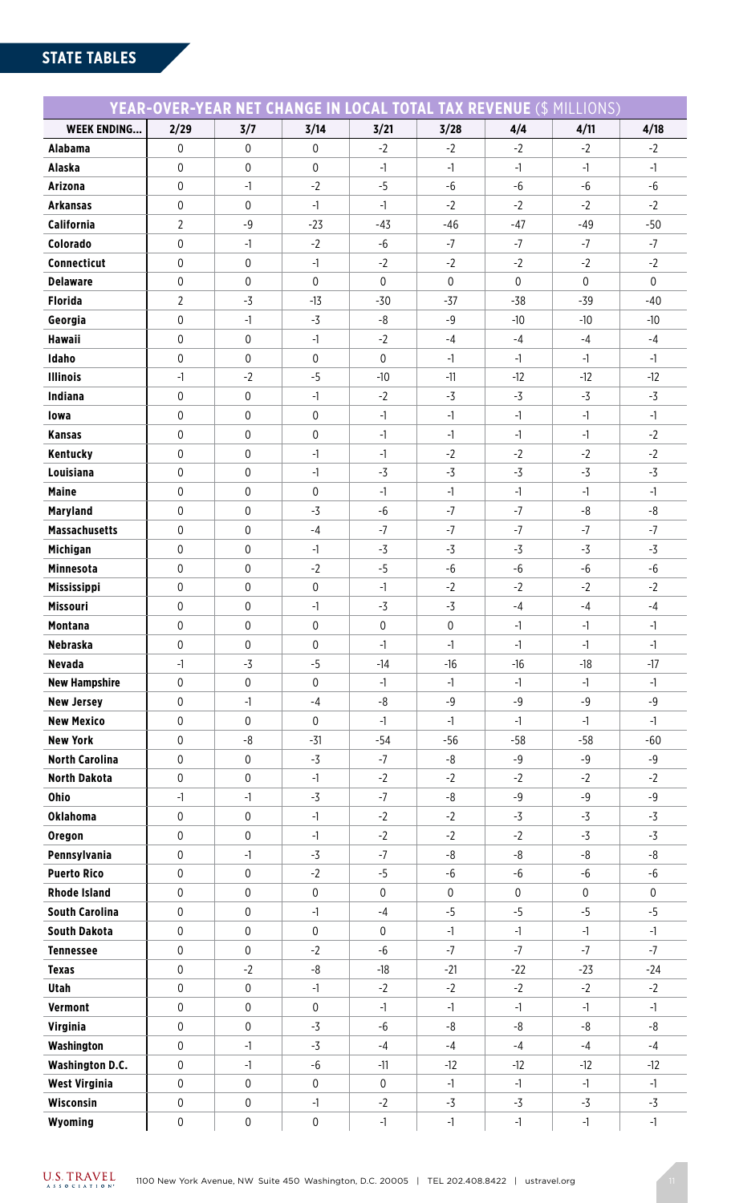## STATE TABLES

| YEAR-OVER-YEAR NET CHANGE IN LOCAL TOTAL TAX REVENUE ($ MILLIONS) | | | | | | | | |
|---|---|---|---|---|---|---|---|---|
| **WEEK ENDING...** | **2/29** | **3/7** | **3/14** | **3/21** | **3/28** | **4/4** | **4/11** | **4/18** |
| **Alabama** | 0 | 0 | 0 | -2 | -2 | -2 | -2 | -2 |
| **Alaska** | 0 | 0 | 0 | -1 | -1 | -1 | -1 | -1 |
| **Arizona** | 0 | -1 | -2 | -5 | -6 | -6 | -6 | -6 |
| **Arkansas** | 0 | 0 | -1 | -1 | -2 | -2 | -2 | -2 |
| **California** | 2 | -9 | -23 | -43 | -46 | -47 | -49 | -50 |
| **Colorado** | 0 | -1 | -2 | -6 | -7 | -7 | -7 | -7 |
| **Connecticut** | 0 | 0 | -1 | -2 | -2 | -2 | -2 | -2 |
| **Delaware** | 0 | 0 | 0 | 0 | 0 | 0 | 0 | 0 |
| **Florida** | 2 | -3 | -13 | -30 | -37 | -38 | -39 | -40 |
| **Georgia** | 0 | -1 | -3 | -8 | -9 | -10 | -10 | -10 |
| **Hawaii** | 0 | 0 | -1 | -2 | -4 | -4 | -4 | -4 |
| **Idaho** | 0 | 0 | 0 | 0 | -1 | -1 | -1 | -1 |
| **Illinois** | -1 | -2 | -5 | -10 | -11 | -12 | -12 | -12 |
| **Indiana** | 0 | 0 | -1 | -2 | -3 | -3 | -3 | -3 |
| **Iowa** | 0 | 0 | 0 | -1 | -1 | -1 | -1 | -1 |
| **Kansas** | 0 | 0 | 0 | -1 | -1 | -1 | -1 | -2 |
| **Kentucky** | 0 | 0 | -1 | -1 | -2 | -2 | -2 | -2 |
| **Louisiana** | 0 | 0 | -1 | -3 | -3 | -3 | -3 | -3 |
| **Maine** | 0 | 0 | 0 | -1 | -1 | -1 | -1 | -1 |
| **Maryland** | 0 | 0 | -3 | -6 | -7 | -7 | -8 | -8 |
| **Massachusetts** | 0 | 0 | -4 | -7 | -7 | -7 | -7 | -7 |
| **Michigan** | 0 | 0 | -1 | -3 | -3 | -3 | -3 | -3 |
| **Minnesota** | 0 | 0 | -2 | -5 | -6 | -6 | -6 | -6 |
| **Mississippi** | 0 | 0 | 0 | -1 | -2 | -2 | -2 | -2 |
| **Missouri** | 0 | 0 | -1 | -3 | -3 | -4 | -4 | -4 |
| **Montana** | 0 | 0 | 0 | 0 | 0 | -1 | -1 | -1 |
| **Nebraska** | 0 | 0 | 0 | -1 | -1 | -1 | -1 | -1 |
| **Nevada** | -1 | -3 | -5 | -14 | -16 | -16 | -18 | -17 |
| **New Hampshire** | 0 | 0 | 0 | -1 | -1 | -1 | -1 | -1 |
| **New Jersey** | 0 | -1 | -4 | -8 | -9 | -9 | -9 | -9 |
| **New Mexico** | 0 | 0 | 0 | -1 | -1 | -1 | -1 | -1 |
| **New York** | 0 | -8 | -31 | -54 | -56 | -58 | -58 | -60 |
| **North Carolina** | 0 | 0 | -3 | -7 | -8 | -9 | -9 | -9 |
| **North Dakota** | 0 | 0 | -1 | -2 | -2 | -2 | -2 | -2 |
| **Ohio** | -1 | -1 | -3 | -7 | -8 | -9 | -9 | -9 |
| **Oklahoma** | 0 | 0 | -1 | -2 | -2 | -3 | -3 | -3 |
| **Oregon** | 0 | 0 | -1 | -2 | -2 | -2 | -3 | -3 |
| **Pennsylvania** | 0 | -1 | -3 | -7 | -8 | -8 | -8 | -8 |
| **Puerto Rico** | 0 | 0 | -2 | -5 | -6 | -6 | -6 | -6 |
| **Rhode Island** | 0 | 0 | 0 | 0 | 0 | 0 | 0 | 0 |
| **South Carolina** | 0 | 0 | -1 | -4 | -5 | -5 | -5 | -5 |
| **South Dakota** | 0 | 0 | 0 | 0 | -1 | -1 | -1 | -1 |
| **Tennessee** | 0 | 0 | -2 | -6 | -7 | -7 | -7 | -7 |
| **Texas** | 0 | -2 | -8 | -18 | -21 | -22 | -23 | -24 |
| **Utah** | 0 | 0 | -1 | -2 | -2 | -2 | -2 | -2 |
| **Vermont** | 0 | 0 | 0 | -1 | -1 | -1 | -1 | -1 |
| **Virginia** | 0 | 0 | -3 | -6 | -8 | -8 | -8 | -8 |
| **Washington** | 0 | -1 | -3 | -4 | -4 | -4 | -4 | -4 |
| **Washington D.C.** | 0 | -1 | -6 | -11 | -12 | -12 | -12 | -12 |
| **West Virginia** | 0 | 0 | 0 | 0 | -1 | -1 | -1 | -1 |
| **Wisconsin** | 0 | 0 | -1 | -2 | -3 | -3 | -3 | -3 |
| **Wyoming** | 0 | 0 | 0 | -1 | -1 | -1 | -1 | -1 |

U.S. TRAVEL ASSOCIATION 1100 New York Avenue, NW Suite 450 Washington, D.C. 20005 | TEL 202.408.8422 | ustravel.org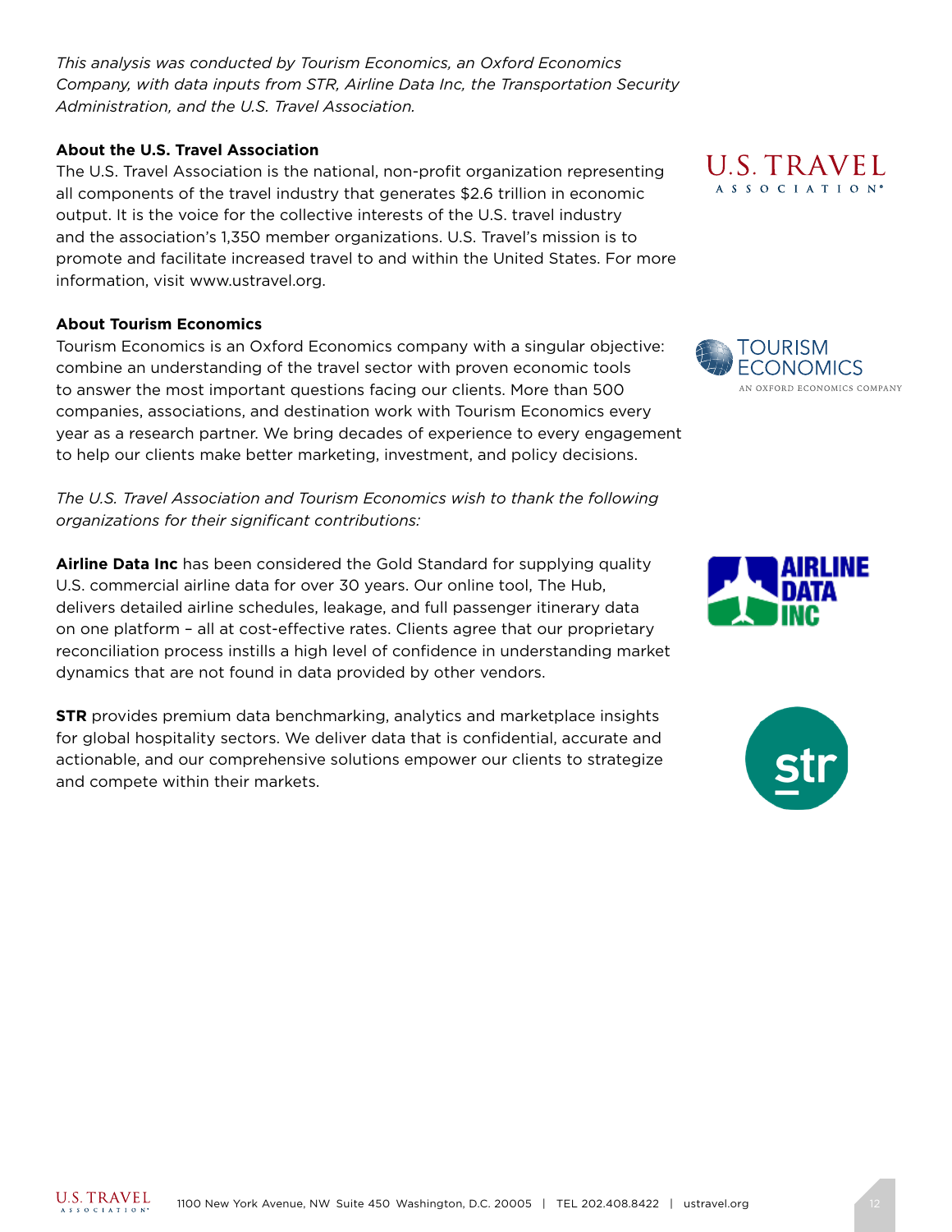*This analysis was conducted by Tourism Economics, an Oxford Economics Company, with data inputs from STR, Airline Data Inc, the Transportation Security Administration, and the U.S. Travel Association.*

**About the U.S. Travel Association**

The U.S. Travel Association is the national, non-profit organization representing all components of the travel industry that generates $2.6 trillion in economic output. It is the voice for the collective interests of the U.S. travel industry and the association's 1,350 member organizations. U.S. Travel's mission is to promote and facilitate increased travel to and within the United States. For more information, visit www.ustravel.org.

**About Tourism Economics**

Tourism Economics is an Oxford Economics company with a singular objective: combine an understanding of the travel sector with proven economic tools to answer the most important questions facing our clients. More than 500 companies, associations, and destination work with Tourism Economics every year as a research partner. We bring decades of experience to every engagement to help our clients make better marketing, investment, and policy decisions.

*The U.S. Travel Association and Tourism Economics wish to thank the following organizations for their significant contributions:*

**Airline Data Inc** has been considered the Gold Standard for supplying quality U.S. commercial airline data for over 30 years. Our online tool, The Hub, delivers detailed airline schedules, leakage, and full passenger itinerary data on one platform – all at cost-effective rates. Clients agree that our proprietary reconciliation process instills a high level of confidence in understanding market dynamics that are not found in data provided by other vendors.

**STR** provides premium data benchmarking, analytics and marketplace insights for global hospitality sectors. We deliver data that is confidential, accurate and actionable, and our comprehensive solutions empower our clients to strategize and compete within their markets.